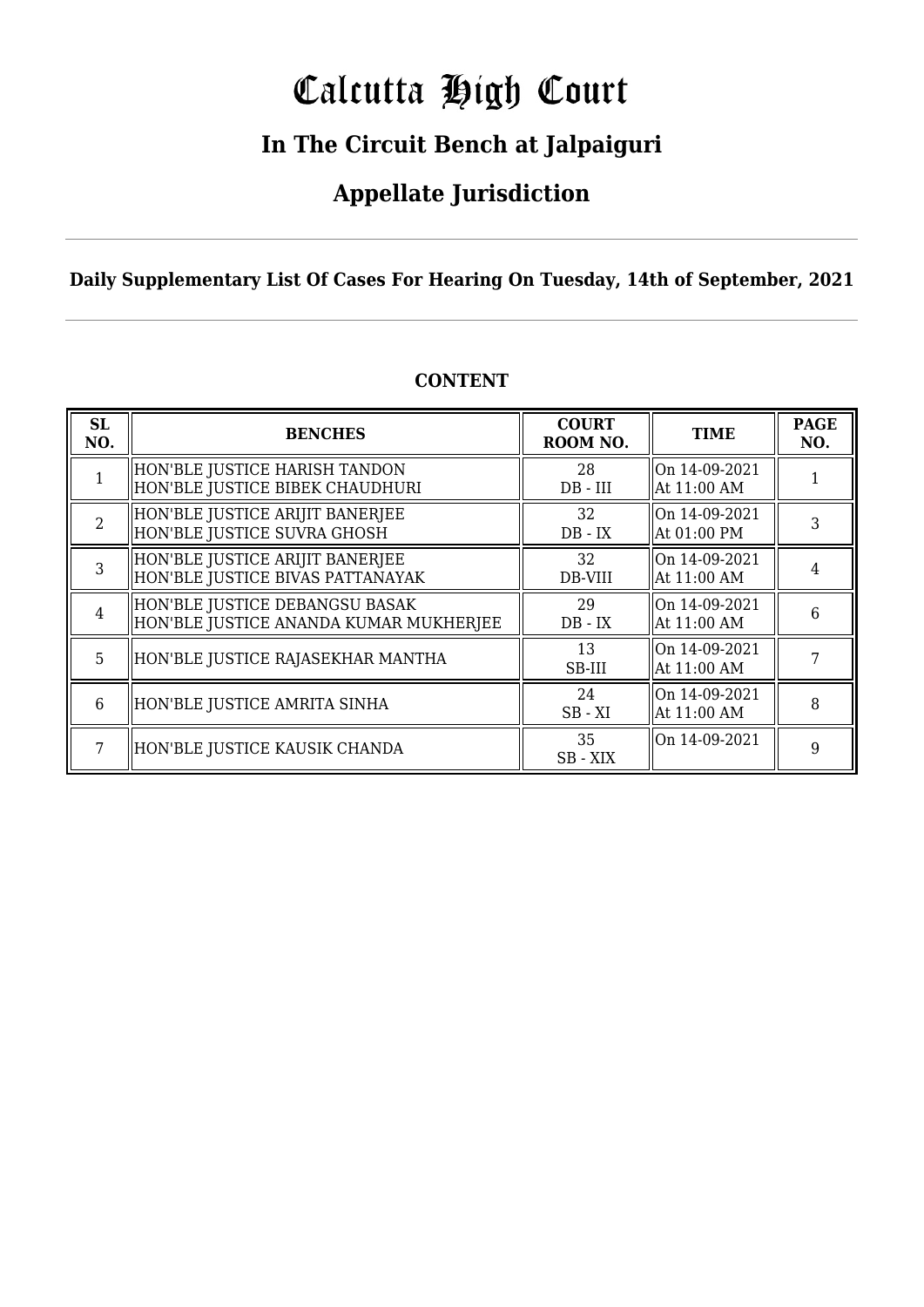# Calcutta High Court

## In The Circuit Bench at Jalpaiguri

## Appellate Jurisdiction

**Daily Supplementary List Of Cases For Hearing On Tuesday, 14th of September, 2021**

**CONTENT**

| SL NO. | BENCHES | COURT ROOM NO. | TIME | PAGE NO. |
|---|---|---|---|---|
| 1 | HON'BLE JUSTICE HARISH TANDON<br>HON'BLE JUSTICE BIBEK CHAUDHURI | 28<br>DB - III | On 14-09-2021<br>At 11:00 AM | 1 |
| 2 | HON'BLE JUSTICE ARIJIT BANERJEE<br>HON'BLE JUSTICE SUVRA GHOSH | 32<br>DB - IX | On 14-09-2021<br>At 01:00 PM | 3 |
| 3 | HON'BLE JUSTICE ARIJIT BANERJEE<br>HON'BLE JUSTICE BIVAS PATTANAYAK | 32<br>DB-VIII | On 14-09-2021<br>At 11:00 AM | 4 |
| 4 | HON'BLE JUSTICE DEBANGSU BASAK<br>HON'BLE JUSTICE ANANDA KUMAR MUKHERJEE | 29<br>DB - IX | On 14-09-2021<br>At 11:00 AM | 6 |
| 5 | HON'BLE JUSTICE RAJASEKHAR MANTHA | 13<br>SB-III | On 14-09-2021<br>At 11:00 AM | 7 |
| 6 | HON'BLE JUSTICE AMRITA SINHA | 24<br>SB - XI | On 14-09-2021<br>At 11:00 AM | 8 |
| 7 | HON'BLE JUSTICE KAUSIK CHANDA | 35<br>SB - XIX | On 14-09-2021 | 9 |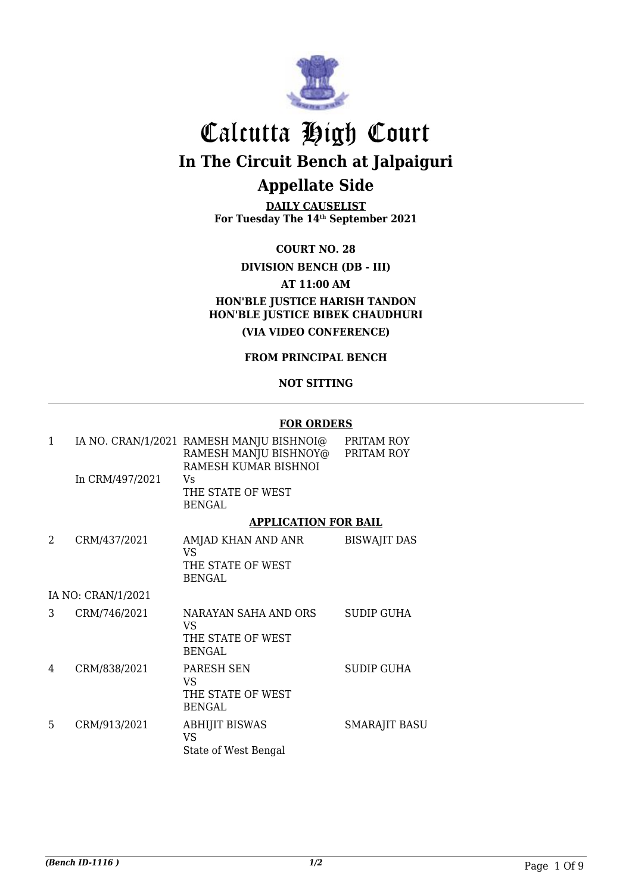# Calcutta High Court

## In The Circuit Bench at Jalpaiguri

## Appellate Side

**DAILY CAUSELIST**
**For Tuesday The 14th September 2021**

**COURT NO. 28**

**DIVISION BENCH (DB - III)**

**AT 11:00 AM**

**HON'BLE JUSTICE HARISH TANDON**
**HON'BLE JUSTICE BIBEK CHAUDHURI**

**(VIA VIDEO CONFERENCE)**

**FROM PRINCIPAL BENCH**

**NOT SITTING**

---

**FOR ORDERS**

| | | | |
|---|---|---|---|
| 1 | IA NO. CRAN/1/2021<br>In CRM/497/2021 | RAMESH MANJU BISHNOI@ RAMESH MANJU BISHNOY@ RAMESH KUMAR BISHNOI<br>Vs<br>THE STATE OF WEST BENGAL | PRITAM ROY<br>PRITAM ROY |

**APPLICATION FOR BAIL**

| | | | |
|---|---|---|---|
| 2 | CRM/437/2021 | AMJAD KHAN AND ANR<br>VS<br>THE STATE OF WEST BENGAL | BISWAJIT DAS |
| | IA NO: CRAN/1/2021 | | |
| 3 | CRM/746/2021 | NARAYAN SAHA AND ORS<br>VS<br>THE STATE OF WEST BENGAL | SUDIP GUHA |
| 4 | CRM/838/2021 | PARESH SEN<br>VS<br>THE STATE OF WEST BENGAL | SUDIP GUHA |
| 5 | CRM/913/2021 | ABHIJIT BISWAS<br>VS<br>State of West Bengal | SMARAJIT BASU |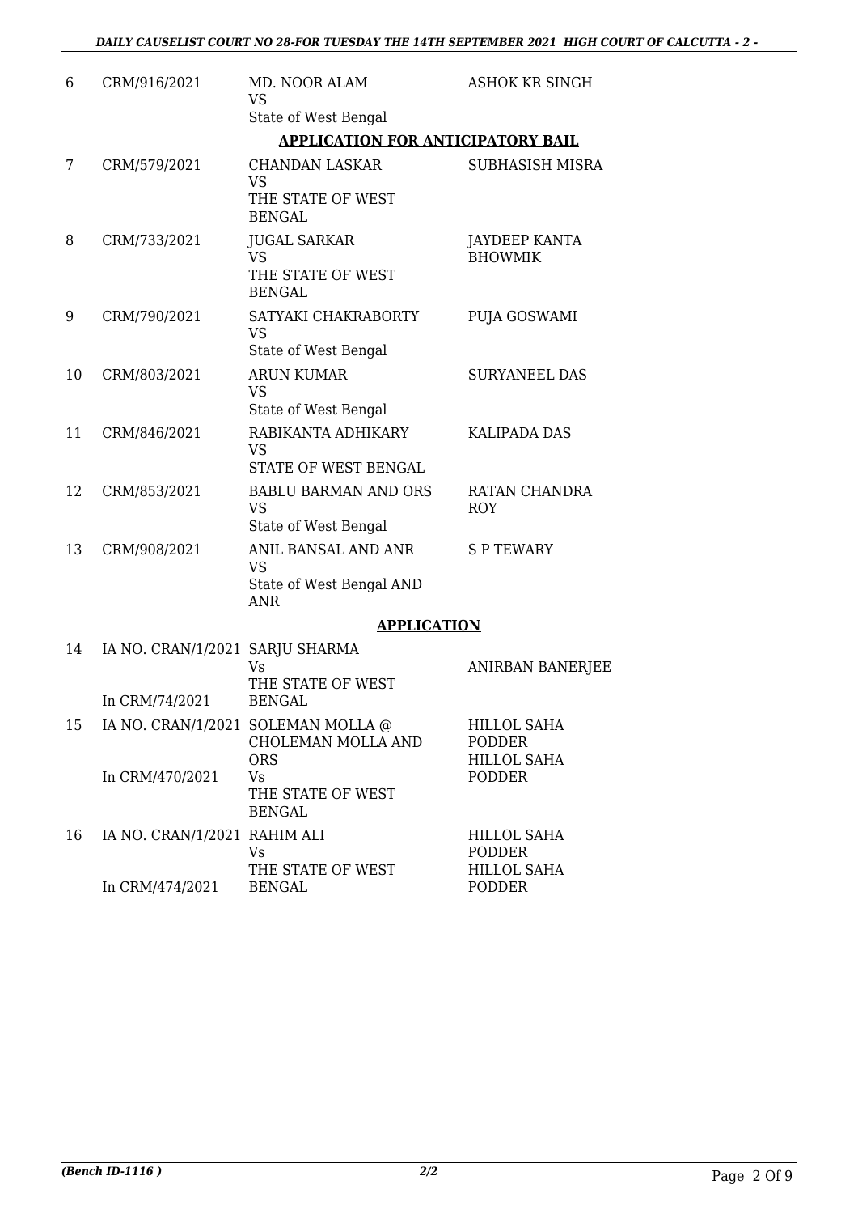| 6 | CRM/916/2021 | MD. NOOR ALAM<br>VS<br>State of West Bengal | ASHOK KR SINGH |
|---|---|---|---|

**APPLICATION FOR ANTICIPATORY BAIL**

| | | | |
|---|---|---|---|
| 7 | CRM/579/2021 | CHANDAN LASKAR<br>VS<br>THE STATE OF WEST BENGAL | SUBHASISH MISRA |
| 8 | CRM/733/2021 | JUGAL SARKAR<br>VS<br>THE STATE OF WEST BENGAL | JAYDEEP KANTA BHOWMIK |
| 9 | CRM/790/2021 | SATYAKI CHAKRABORTY<br>VS<br>State of West Bengal | PUJA GOSWAMI |
| 10 | CRM/803/2021 | ARUN KUMAR<br>VS<br>State of West Bengal | SURYANEEL DAS |
| 11 | CRM/846/2021 | RABIKANTA ADHIKARY<br>VS<br>STATE OF WEST BENGAL | KALIPADA DAS |
| 12 | CRM/853/2021 | BABLU BARMAN AND ORS<br>VS<br>State of West Bengal | RATAN CHANDRA ROY |
| 13 | CRM/908/2021 | ANIL BANSAL AND ANR<br>VS<br>State of West Bengal AND ANR | S P TEWARY |

**APPLICATION**

| | | | |
|---|---|---|---|
| 14 | IA NO. CRAN/1/2021<br>In CRM/74/2021 | SARJU SHARMA<br>Vs<br>THE STATE OF WEST BENGAL | ANIRBAN BANERJEE |
| 15 | IA NO. CRAN/1/2021<br>In CRM/470/2021 | SOLEMAN MOLLA @ CHOLEMAN MOLLA AND ORS<br>Vs<br>THE STATE OF WEST BENGAL | HILLOL SAHA PODDER<br>HILLOL SAHA PODDER |
| 16 | IA NO. CRAN/1/2021<br>In CRM/474/2021 | RAHIM ALI<br>Vs<br>THE STATE OF WEST BENGAL | HILLOL SAHA PODDER<br>HILLOL SAHA PODDER |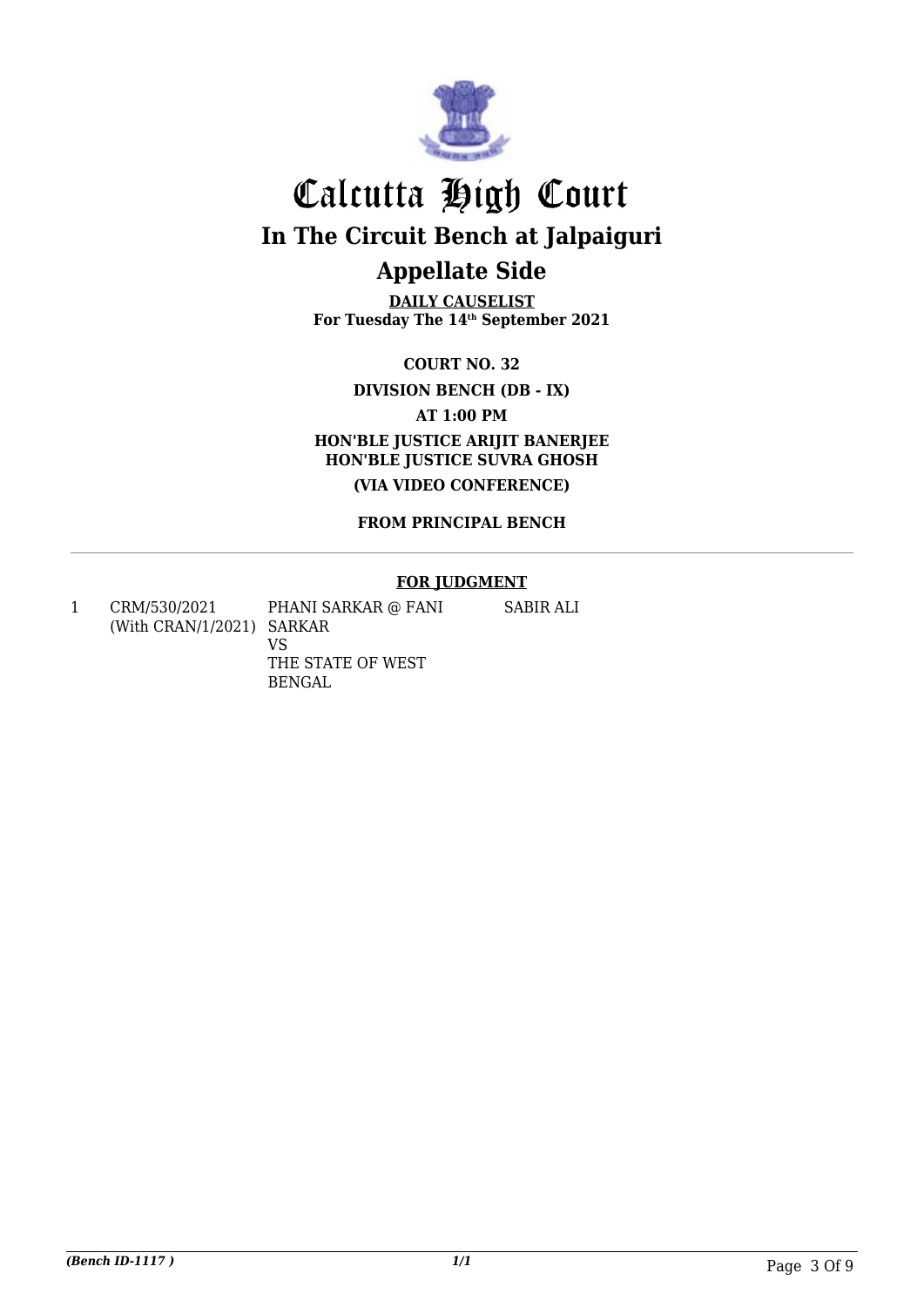# Calcutta High Court

## In The Circuit Bench at Jalpaiguri

## Appellate Side

**DAILY CAUSELIST**
**For Tuesday The 14th September 2021**

**COURT NO. 32**

**DIVISION BENCH (DB - IX)**

**AT 1:00 PM**

**HON'BLE JUSTICE ARIJIT BANERJEE**
**HON'BLE JUSTICE SUVRA GHOSH**

**(VIA VIDEO CONFERENCE)**

**FROM PRINCIPAL BENCH**

---

**FOR JUDGMENT**

| | | | |
|---|---|---|---|
| 1 | CRM/530/2021 (With CRAN/1/2021) | PHANI SARKAR @ FANI SARKAR VS THE STATE OF WEST BENGAL | SABIR ALI |

*(Bench ID-1117 )*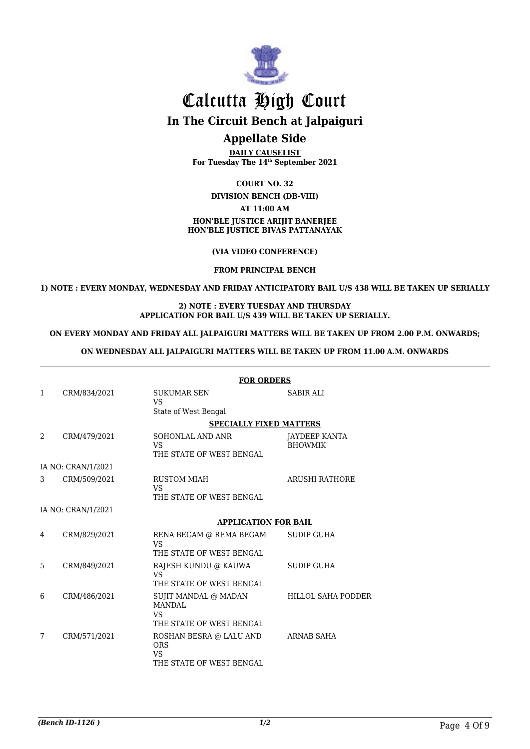# Calcutta High Court

## In The Circuit Bench at Jalpaiguri

## Appellate Side

**DAILY CAUSELIST**
**For Tuesday The 14th September 2021**

**COURT NO. 32**

**DIVISION BENCH (DB-VIII)**

**AT 11:00 AM**

**HON'BLE JUSTICE ARIJIT BANERJEE**
**HON'BLE JUSTICE BIVAS PATTANAYAK**

**(VIA VIDEO CONFERENCE)**

**FROM PRINCIPAL BENCH**

**1) NOTE : EVERY MONDAY, WEDNESDAY AND FRIDAY ANTICIPATORY BAIL U/S 438 WILL BE TAKEN UP SERIALLY**

**2) NOTE : EVERY TUESDAY AND THURSDAY APPLICATION FOR BAIL U/S 439 WILL BE TAKEN UP SERIALLY.**

**ON EVERY MONDAY AND FRIDAY ALL JALPAIGURI MATTERS WILL BE TAKEN UP FROM 2.00 P.M. ONWARDS;**

**ON WEDNESDAY ALL JALPAIGURI MATTERS WILL BE TAKEN UP FROM 11.00 A.M. ONWARDS**

**FOR ORDERS**

| | | | |
|---|---|---|---|
| 1 | CRM/834/2021 | SUKUMAR SEN<br>VS<br>State of West Bengal | SABIR ALI |

**SPECIALLY FIXED MATTERS**

| | | | |
|---|---|---|---|
| 2 | CRM/479/2021 | SOHONLAL AND ANR<br>VS<br>THE STATE OF WEST BENGAL | JAYDEEP KANTA BHOWMIK |
| IA NO: CRAN/1/2021 | | | |
| 3 | CRM/509/2021 | RUSTOM MIAH<br>VS<br>THE STATE OF WEST BENGAL | ARUSHI RATHORE |
| IA NO: CRAN/1/2021 | | | |

**APPLICATION FOR BAIL**

| | | | |
|---|---|---|---|
| 4 | CRM/829/2021 | RENA BEGAM @ REMA BEGAM<br>VS<br>THE STATE OF WEST BENGAL | SUDIP GUHA |
| 5 | CRM/849/2021 | RAJESH KUNDU @ KAUWA<br>VS<br>THE STATE OF WEST BENGAL | SUDIP GUHA |
| 6 | CRM/486/2021 | SUJIT MANDAL @ MADAN MANDAL<br>VS<br>THE STATE OF WEST BENGAL | HILLOL SAHA PODDER |
| 7 | CRM/571/2021 | ROSHAN BESRA @ LALU AND ORS<br>VS<br>THE STATE OF WEST BENGAL | ARNAB SAHA |

*(Bench ID-1126 )*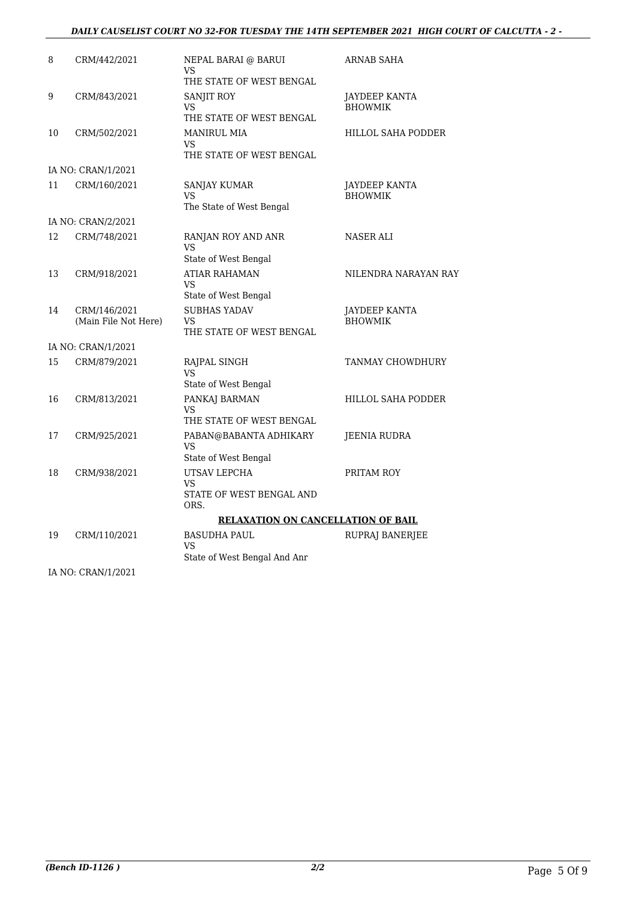| 8 | CRM/442/2021 | NEPAL BARAI @ BARUI<br>VS<br>THE STATE OF WEST BENGAL | ARNAB SAHA |
|---|---|---|---|
| 9 | CRM/843/2021 | SANJIT ROY<br>VS<br>THE STATE OF WEST BENGAL | JAYDEEP KANTA BHOWMIK |
| 10 | CRM/502/2021 | MANIRUL MIA<br>VS<br>THE STATE OF WEST BENGAL | HILLOL SAHA PODDER |
| | IA NO: CRAN/1/2021 | | |
| 11 | CRM/160/2021 | SANJAY KUMAR<br>VS<br>The State of West Bengal | JAYDEEP KANTA BHOWMIK |
| | IA NO: CRAN/2/2021 | | |
| 12 | CRM/748/2021 | RANJAN ROY AND ANR<br>VS<br>State of West Bengal | NASER ALI |
| 13 | CRM/918/2021 | ATIAR RAHAMAN<br>VS<br>State of West Bengal | NILENDRA NARAYAN RAY |
| 14 | CRM/146/2021<br>(Main File Not Here) | SUBHAS YADAV<br>VS<br>THE STATE OF WEST BENGAL | JAYDEEP KANTA BHOWMIK |
| | IA NO: CRAN/1/2021 | | |
| 15 | CRM/879/2021 | RAJPAL SINGH<br>VS<br>State of West Bengal | TANMAY CHOWDHURY |
| 16 | CRM/813/2021 | PANKAJ BARMAN<br>VS<br>THE STATE OF WEST BENGAL | HILLOL SAHA PODDER |
| 17 | CRM/925/2021 | PABAN@BABANTA ADHIKARY<br>VS<br>State of West Bengal | JEENIA RUDRA |
| 18 | CRM/938/2021 | UTSAV LEPCHA<br>VS<br>STATE OF WEST BENGAL AND ORS. | PRITAM ROY |

**RELAXATION ON CANCELLATION OF BAIL**

| 19 | CRM/110/2021 | BASUDHA PAUL<br>VS<br>State of West Bengal And Anr | RUPRAJ BANERJEE |
|---|---|---|---|
| | IA NO: CRAN/1/2021 | | |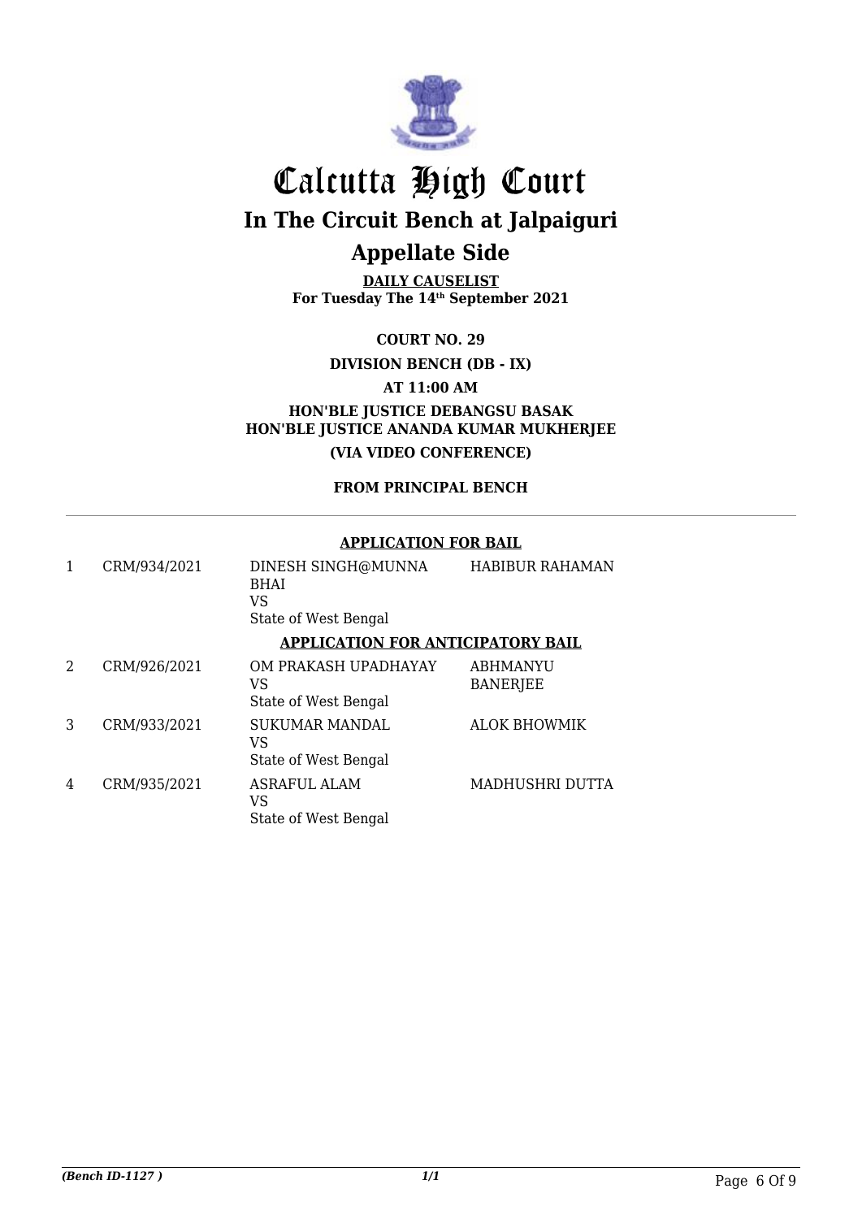# Calcutta High Court

## In The Circuit Bench at Jalpaiguri

## Appellate Side

**DAILY CAUSELIST**
**For Tuesday The 14th September 2021**

**COURT NO. 29**

**DIVISION BENCH (DB - IX)**

**AT 11:00 AM**

**HON'BLE JUSTICE DEBANGSU BASAK**
**HON'BLE JUSTICE ANANDA KUMAR MUKHERJEE**

**(VIA VIDEO CONFERENCE)**

**FROM PRINCIPAL BENCH**

**APPLICATION FOR BAIL**

| | | | |
|---|---|---|---|
| 1 | CRM/934/2021 | DINESH SINGH@MUNNA BHAI<br>VS<br>State of West Bengal | HABIBUR RAHAMAN |

**APPLICATION FOR ANTICIPATORY BAIL**

| | | | |
|---|---|---|---|
| 2 | CRM/926/2021 | OM PRAKASH UPADHAYAY<br>VS<br>State of West Bengal | ABHMANYU BANERJEE |
| 3 | CRM/933/2021 | SUKUMAR MANDAL<br>VS<br>State of West Bengal | ALOK BHOWMIK |
| 4 | CRM/935/2021 | ASRAFUL ALAM<br>VS<br>State of West Bengal | MADHUSHRI DUTTA |

*(Bench ID-1127 )* *1/1*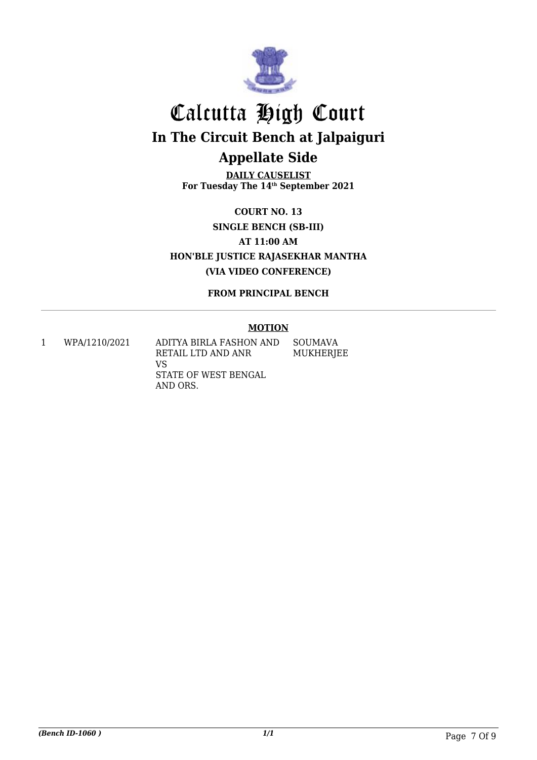# Calcutta High Court

## In The Circuit Bench at Jalpaiguri

## Appellate Side

**DAILY CAUSELIST**
**For Tuesday The 14th September 2021**

**COURT NO. 13**
**SINGLE BENCH (SB-III)**
**AT 11:00 AM**
**HON'BLE JUSTICE RAJASEKHAR MANTHA**
**(VIA VIDEO CONFERENCE)**

**FROM PRINCIPAL BENCH**

**MOTION**

| | | | |
|---|---|---|---|
| 1 | WPA/1210/2021 | ADITYA BIRLA FASHON AND RETAIL LTD AND ANR VS STATE OF WEST BENGAL AND ORS. | SOUMAVA MUKHERJEE |

*(Bench ID-1060 )* 1/1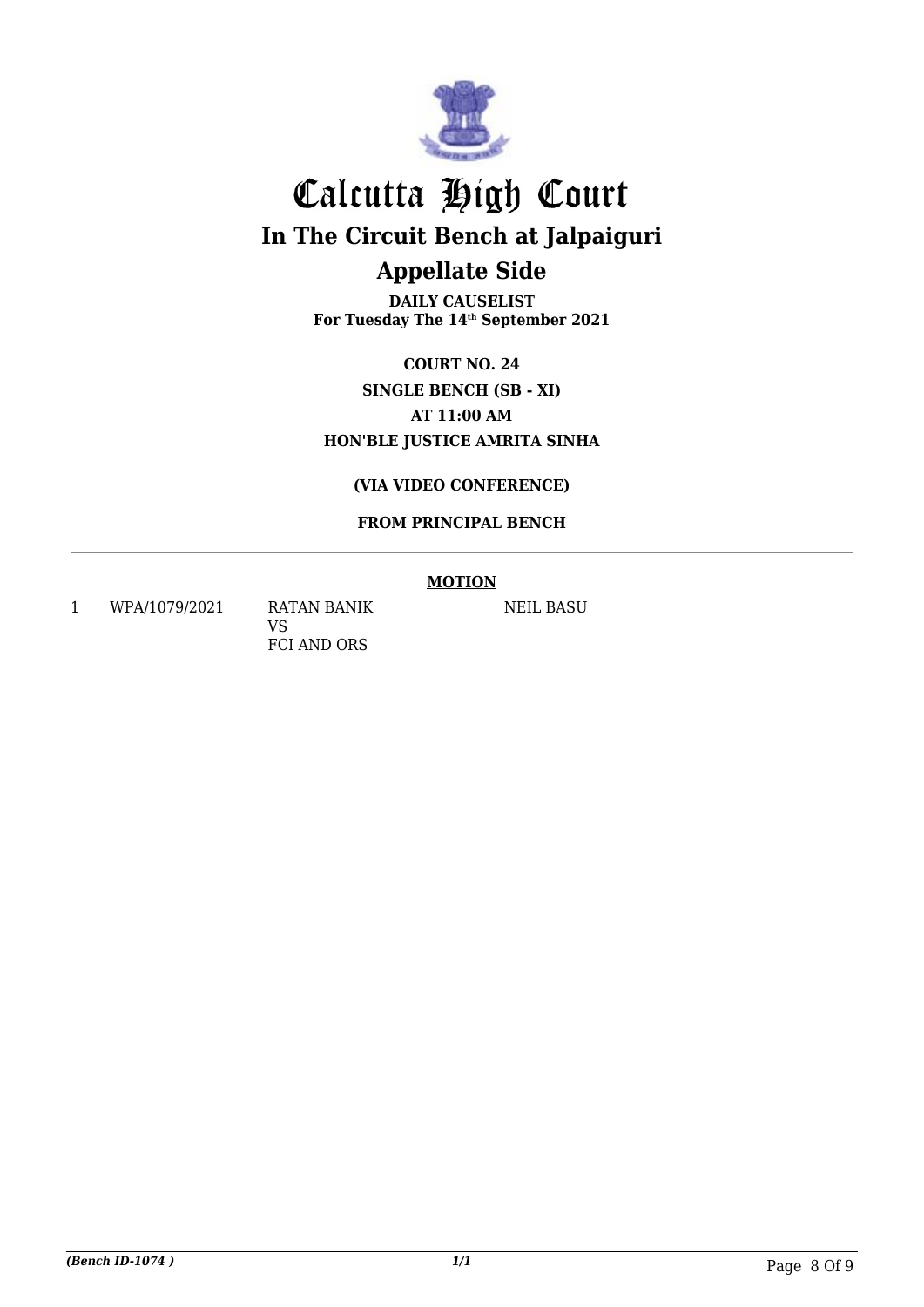# Calcutta High Court

## In The Circuit Bench at Jalpaiguri

## Appellate Side

**DAILY CAUSELIST**
**For Tuesday The 14th September 2021**

**COURT NO. 24**
**SINGLE BENCH (SB - XI)**
**AT 11:00 AM**
**HON'BLE JUSTICE AMRITA SINHA**

**(VIA VIDEO CONFERENCE)**

**FROM PRINCIPAL BENCH**

**MOTION**

| | | | |
|---|---|---|---|
| 1 | WPA/1079/2021 | RATAN BANIK<br>VS<br>FCI AND ORS | NEIL BASU |

*(Bench ID-1074 )* *1/1*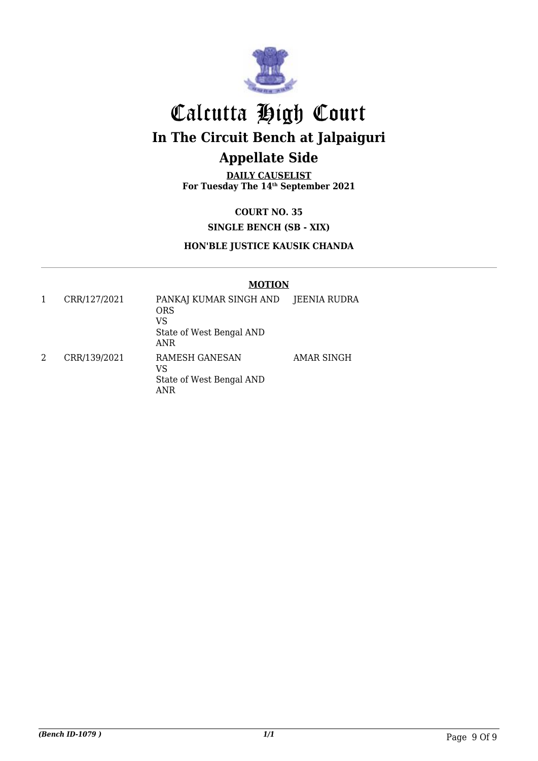# Calcutta High Court

## In The Circuit Bench at Jalpaiguri

## Appellate Side

**DAILY CAUSELIST**
**For Tuesday The 14th September 2021**

**COURT NO. 35**

**SINGLE BENCH (SB - XIX)**

**HON'BLE JUSTICE KAUSIK CHANDA**

**MOTION**

| | | | |
|---|---|---|---|
| 1 | CRR/127/2021 | PANKAJ KUMAR SINGH AND ORS<br>VS<br>State of West Bengal AND ANR | JEENIA RUDRA |
| 2 | CRR/139/2021 | RAMESH GANESAN<br>VS<br>State of West Bengal AND ANR | AMAR SINGH |

*(Bench ID-1079 )*